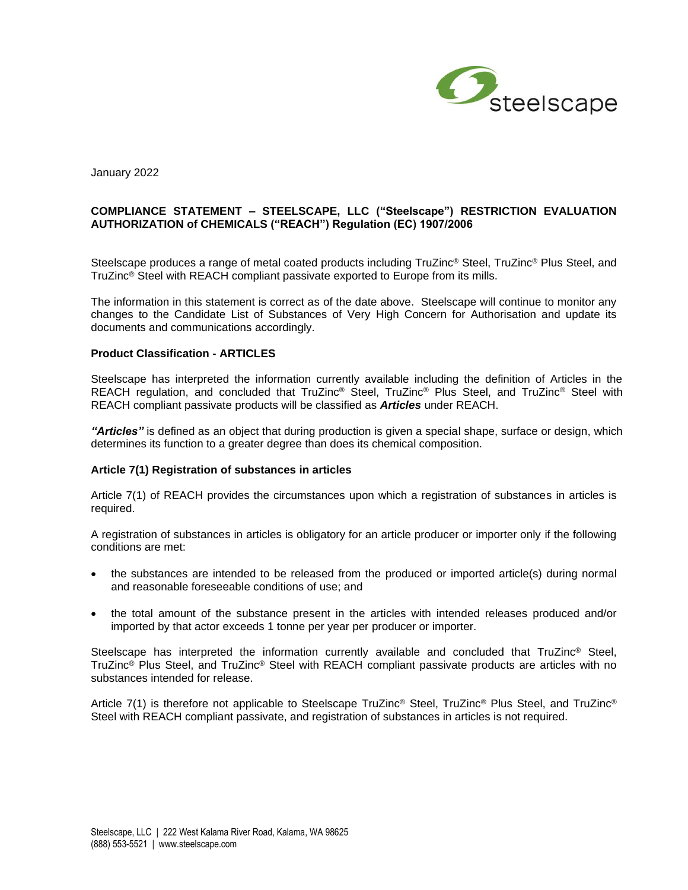steelscape

January 2022

**COMPLIANCE STATEMENT – STEELSCAPE, LLC ("Steelscape") RESTRICTION EVALUATION AUTHORIZATION of CHEMICALS ("REACH") Regulation (EC) 1907/2006**

Steelscape produces a range of metal coated products including TruZinc® Steel, TruZinc® Plus Steel, and TruZinc® Steel with REACH compliant passivate exported to Europe from its mills.

The information in this statement is correct as of the date above. Steelscape will continue to monitor any changes to the Candidate List of Substances of Very High Concern for Authorisation and update its documents and communications accordingly.

**Product Classification - ARTICLES**

Steelscape has interpreted the information currently available including the definition of Articles in the REACH regulation, and concluded that TruZinc® Steel, TruZinc® Plus Steel, and TruZinc® Steel with REACH compliant passivate products will be classified as ***Articles*** under REACH.

***"Articles"*** is defined as an object that during production is given a special shape, surface or design, which determines its function to a greater degree than does its chemical composition.

**Article 7(1) Registration of substances in articles**

Article 7(1) of REACH provides the circumstances upon which a registration of substances in articles is required.

A registration of substances in articles is obligatory for an article producer or importer only if the following conditions are met:

- the substances are intended to be released from the produced or imported article(s) during normal and reasonable foreseeable conditions of use; and
- the total amount of the substance present in the articles with intended releases produced and/or imported by that actor exceeds 1 tonne per year per producer or importer.

Steelscape has interpreted the information currently available and concluded that TruZinc® Steel, TruZinc® Plus Steel, and TruZinc® Steel with REACH compliant passivate products are articles with no substances intended for release.

Article 7(1) is therefore not applicable to Steelscape TruZinc® Steel, TruZinc® Plus Steel, and TruZinc® Steel with REACH compliant passivate, and registration of substances in articles is not required.

Steelscape, LLC | 222 West Kalama River Road, Kalama, WA 98625
(888) 553-5521 | www.steelscape.com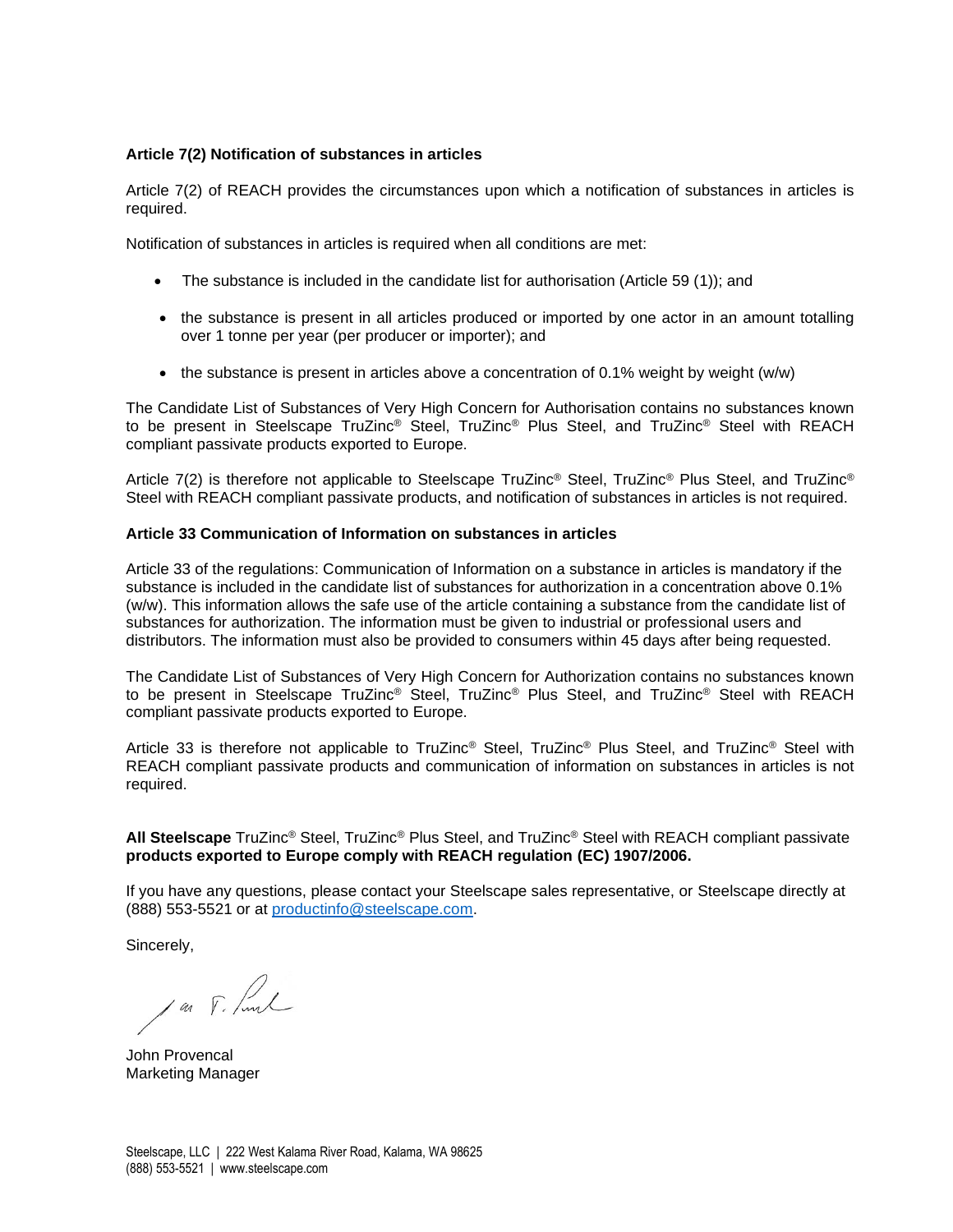**Article 7(2) Notification of substances in articles**

Article 7(2) of REACH provides the circumstances upon which a notification of substances in articles is required.

Notification of substances in articles is required when all conditions are met:

- The substance is included in the candidate list for authorisation (Article 59 (1)); and
- the substance is present in all articles produced or imported by one actor in an amount totalling over 1 tonne per year (per producer or importer); and
- the substance is present in articles above a concentration of 0.1% weight by weight (w/w)

The Candidate List of Substances of Very High Concern for Authorisation contains no substances known to be present in Steelscape TruZinc® Steel, TruZinc® Plus Steel, and TruZinc® Steel with REACH compliant passivate products exported to Europe.

Article 7(2) is therefore not applicable to Steelscape TruZinc® Steel, TruZinc® Plus Steel, and TruZinc® Steel with REACH compliant passivate products, and notification of substances in articles is not required.

**Article 33 Communication of Information on substances in articles**

Article 33 of the regulations: Communication of Information on a substance in articles is mandatory if the substance is included in the candidate list of substances for authorization in a concentration above 0.1% (w/w). This information allows the safe use of the article containing a substance from the candidate list of substances for authorization. The information must be given to industrial or professional users and distributors. The information must also be provided to consumers within 45 days after being requested.

The Candidate List of Substances of Very High Concern for Authorization contains no substances known to be present in Steelscape TruZinc® Steel, TruZinc® Plus Steel, and TruZinc® Steel with REACH compliant passivate products exported to Europe.

Article 33 is therefore not applicable to TruZinc® Steel, TruZinc® Plus Steel, and TruZinc® Steel with REACH compliant passivate products and communication of information on substances in articles is not required.

**All Steelscape** TruZinc® Steel, TruZinc® Plus Steel, and TruZinc® Steel with REACH compliant passivate **products exported to Europe comply with REACH regulation (EC) 1907/2006.**

If you have any questions, please contact your Steelscape sales representative, or Steelscape directly at (888) 553-5521 or at productinfo@steelscape.com.

Sincerely,

John Provencal
Marketing Manager

Steelscape, LLC | 222 West Kalama River Road, Kalama, WA 98625
(888) 553-5521 | www.steelscape.com